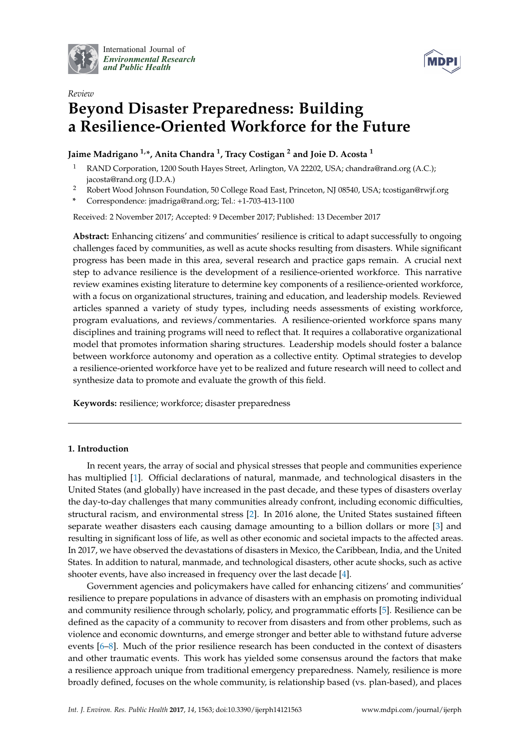*Review*

# Beyond Disaster Preparedness: Building a Resilience-Oriented Workforce for the Future

**Jaime Madrigano [1,*], Anita Chandra [1], Tracy Costigan [2] and Joie D. Acosta [1]**

[1] RAND Corporation, 1200 South Hayes Street, Arlington, VA 22202, USA; chandra@rand.org (A.C.); jacosta@rand.org (J.D.A.)

[2] Robert Wood Johnson Foundation, 50 College Road East, Princeton, NJ 08540, USA; tcostigan@rwjf.org

\* Correspondence: jmadriga@rand.org; Tel.: +1-703-413-1100

Received: 2 November 2017; Accepted: 9 December 2017; Published: 13 December 2017

**Abstract:** Enhancing citizens' and communities' resilience is critical to adapt successfully to ongoing challenges faced by communities, as well as acute shocks resulting from disasters. While significant progress has been made in this area, several research and practice gaps remain. A crucial next step to advance resilience is the development of a resilience-oriented workforce. This narrative review examines existing literature to determine key components of a resilience-oriented workforce, with a focus on organizational structures, training and education, and leadership models. Reviewed articles spanned a variety of study types, including needs assessments of existing workforce, program evaluations, and reviews/commentaries. A resilience-oriented workforce spans many disciplines and training programs will need to reflect that. It requires a collaborative organizational model that promotes information sharing structures. Leadership models should foster a balance between workforce autonomy and operation as a collective entity. Optimal strategies to develop a resilience-oriented workforce have yet to be realized and future research will need to collect and synthesize data to promote and evaluate the growth of this field.

**Keywords:** resilience; workforce; disaster preparedness

## 1. Introduction

In recent years, the array of social and physical stresses that people and communities experience has multiplied [1]. Official declarations of natural, manmade, and technological disasters in the United States (and globally) have increased in the past decade, and these types of disasters overlay the day-to-day challenges that many communities already confront, including economic difficulties, structural racism, and environmental stress [2]. In 2016 alone, the United States sustained fifteen separate weather disasters each causing damage amounting to a billion dollars or more [3] and resulting in significant loss of life, as well as other economic and societal impacts to the affected areas. In 2017, we have observed the devastations of disasters in Mexico, the Caribbean, India, and the United States. In addition to natural, manmade, and technological disasters, other acute shocks, such as active shooter events, have also increased in frequency over the last decade [4].

Government agencies and policymakers have called for enhancing citizens' and communities' resilience to prepare populations in advance of disasters with an emphasis on promoting individual and community resilience through scholarly, policy, and programmatic efforts [5]. Resilience can be defined as the capacity of a community to recover from disasters and from other problems, such as violence and economic downturns, and emerge stronger and better able to withstand future adverse events [6–8]. Much of the prior resilience research has been conducted in the context of disasters and other traumatic events. This work has yielded some consensus around the factors that make a resilience approach unique from traditional emergency preparedness. Namely, resilience is more broadly defined, focuses on the whole community, is relationship based (vs. plan-based), and places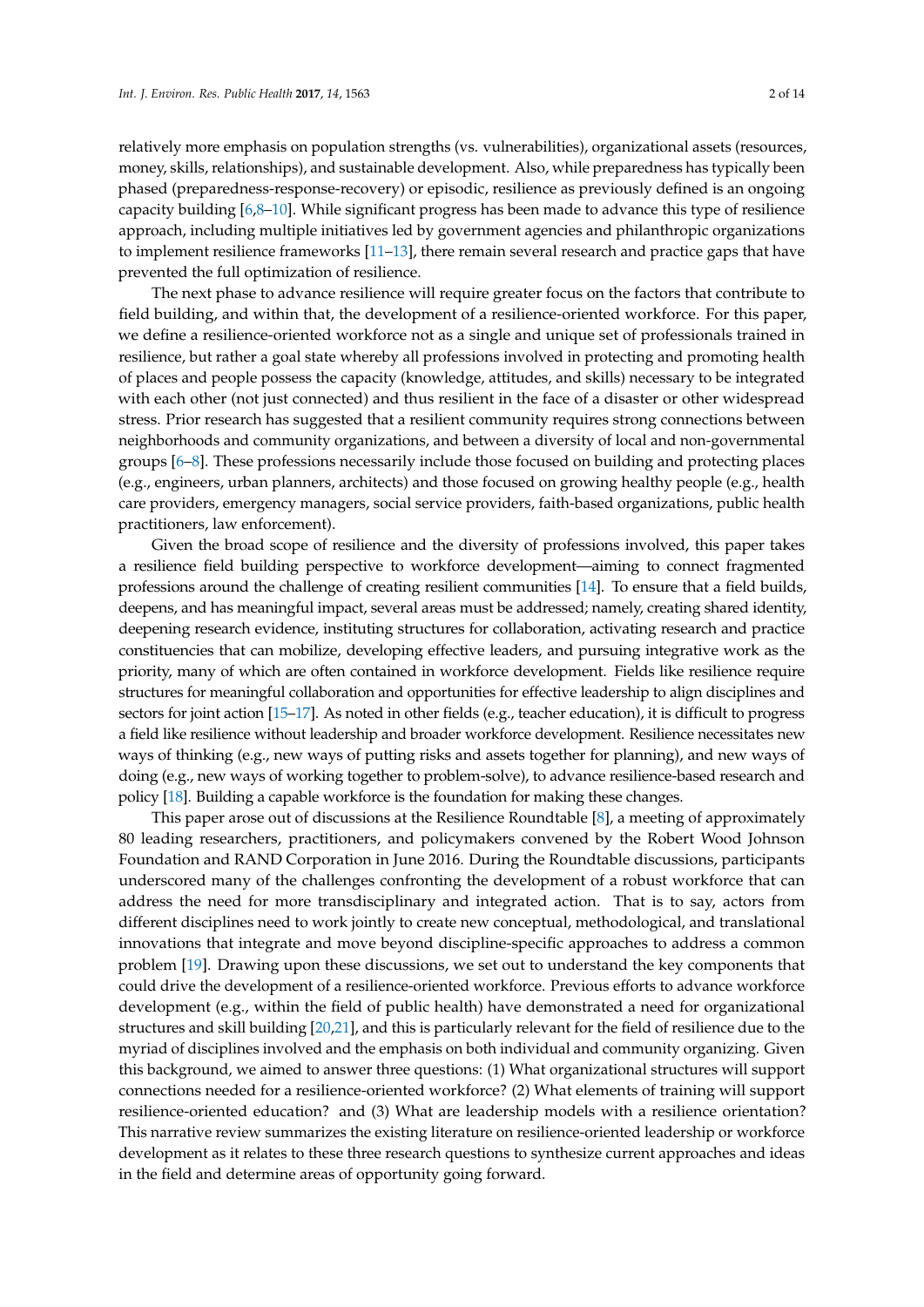relatively more emphasis on population strengths (vs. vulnerabilities), organizational assets (resources, money, skills, relationships), and sustainable development. Also, while preparedness has typically been phased (preparedness-response-recovery) or episodic, resilience as previously defined is an ongoing capacity building [6,8–10]. While significant progress has been made to advance this type of resilience approach, including multiple initiatives led by government agencies and philanthropic organizations to implement resilience frameworks [11–13], there remain several research and practice gaps that have prevented the full optimization of resilience.

The next phase to advance resilience will require greater focus on the factors that contribute to field building, and within that, the development of a resilience-oriented workforce. For this paper, we define a resilience-oriented workforce not as a single and unique set of professionals trained in resilience, but rather a goal state whereby all professions involved in protecting and promoting health of places and people possess the capacity (knowledge, attitudes, and skills) necessary to be integrated with each other (not just connected) and thus resilient in the face of a disaster or other widespread stress. Prior research has suggested that a resilient community requires strong connections between neighborhoods and community organizations, and between a diversity of local and non-governmental groups [6–8]. These professions necessarily include those focused on building and protecting places (e.g., engineers, urban planners, architects) and those focused on growing healthy people (e.g., health care providers, emergency managers, social service providers, faith-based organizations, public health practitioners, law enforcement).

Given the broad scope of resilience and the diversity of professions involved, this paper takes a resilience field building perspective to workforce development—aiming to connect fragmented professions around the challenge of creating resilient communities [14]. To ensure that a field builds, deepens, and has meaningful impact, several areas must be addressed; namely, creating shared identity, deepening research evidence, instituting structures for collaboration, activating research and practice constituencies that can mobilize, developing effective leaders, and pursuing integrative work as the priority, many of which are often contained in workforce development. Fields like resilience require structures for meaningful collaboration and opportunities for effective leadership to align disciplines and sectors for joint action [15–17]. As noted in other fields (e.g., teacher education), it is difficult to progress a field like resilience without leadership and broader workforce development. Resilience necessitates new ways of thinking (e.g., new ways of putting risks and assets together for planning), and new ways of doing (e.g., new ways of working together to problem-solve), to advance resilience-based research and policy [18]. Building a capable workforce is the foundation for making these changes.

This paper arose out of discussions at the Resilience Roundtable [8], a meeting of approximately 80 leading researchers, practitioners, and policymakers convened by the Robert Wood Johnson Foundation and RAND Corporation in June 2016. During the Roundtable discussions, participants underscored many of the challenges confronting the development of a robust workforce that can address the need for more transdisciplinary and integrated action. That is to say, actors from different disciplines need to work jointly to create new conceptual, methodological, and translational innovations that integrate and move beyond discipline-specific approaches to address a common problem [19]. Drawing upon these discussions, we set out to understand the key components that could drive the development of a resilience-oriented workforce. Previous efforts to advance workforce development (e.g., within the field of public health) have demonstrated a need for organizational structures and skill building [20,21], and this is particularly relevant for the field of resilience due to the myriad of disciplines involved and the emphasis on both individual and community organizing. Given this background, we aimed to answer three questions: (1) What organizational structures will support connections needed for a resilience-oriented workforce? (2) What elements of training will support resilience-oriented education? and (3) What are leadership models with a resilience orientation? This narrative review summarizes the existing literature on resilience-oriented leadership or workforce development as it relates to these three research questions to synthesize current approaches and ideas in the field and determine areas of opportunity going forward.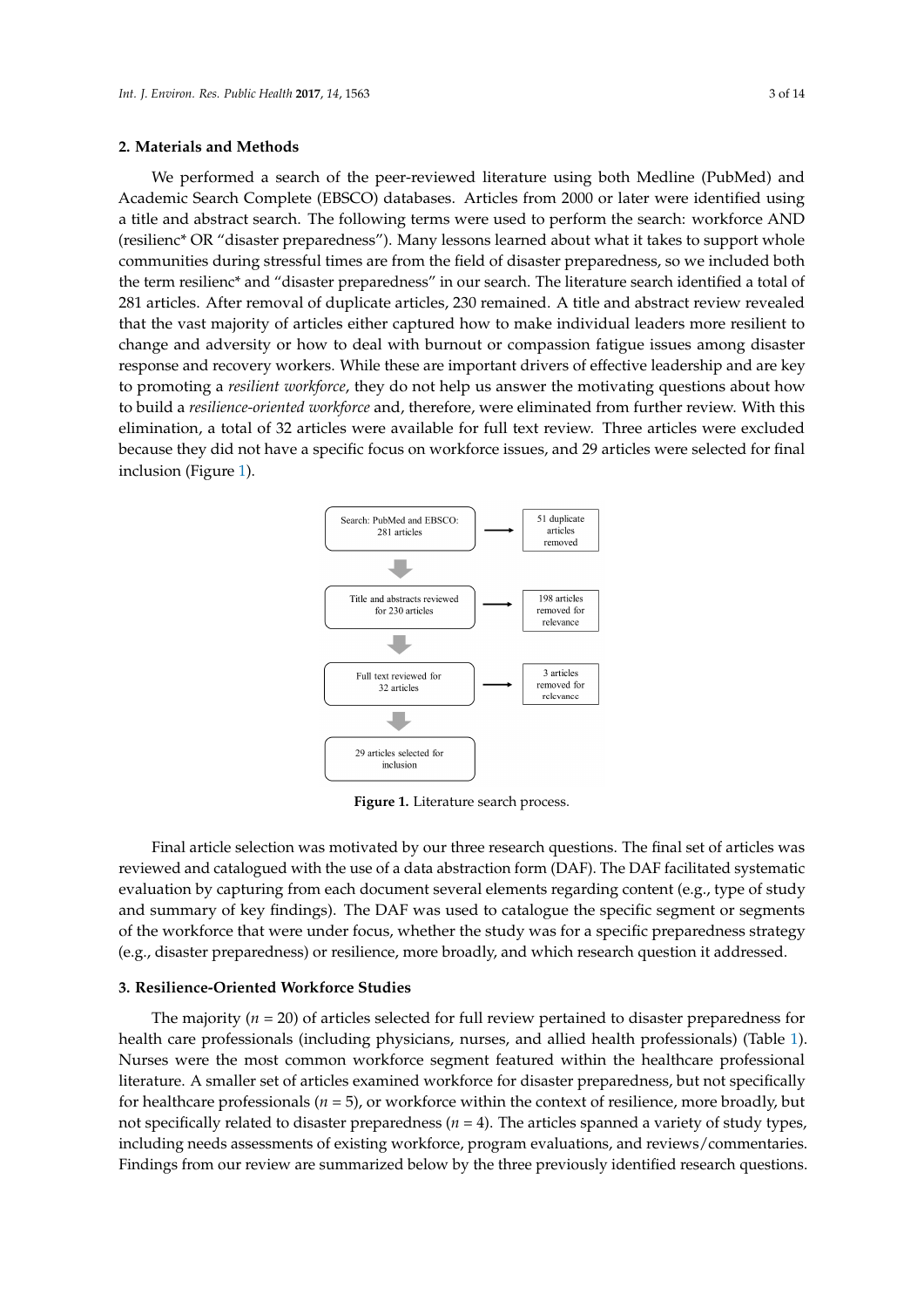## 2. Materials and Methods

We performed a search of the peer-reviewed literature using both Medline (PubMed) and Academic Search Complete (EBSCO) databases. Articles from 2000 or later were identified using a title and abstract search. The following terms were used to perform the search: workforce AND (resilienc* OR "disaster preparedness"). Many lessons learned about what it takes to support whole communities during stressful times are from the field of disaster preparedness, so we included both the term resilienc* and "disaster preparedness" in our search. The literature search identified a total of 281 articles. After removal of duplicate articles, 230 remained. A title and abstract review revealed that the vast majority of articles either captured how to make individual leaders more resilient to change and adversity or how to deal with burnout or compassion fatigue issues among disaster response and recovery workers. While these are important drivers of effective leadership and are key to promoting a *resilient workforce*, they do not help us answer the motivating questions about how to build a *resilience-oriented workforce* and, therefore, were eliminated from further review. With this elimination, a total of 32 articles were available for full text review. Three articles were excluded because they did not have a specific focus on workforce issues, and 29 articles were selected for final inclusion (Figure 1).

Search: PubMed and EBSCO: 281 articles → 51 duplicate articles removed

Title and abstracts reviewed for 230 articles → 198 articles removed for relevance

Full text reviewed for 32 articles → 3 articles removed for relevance

29 articles selected for inclusion

**Figure 1.** Literature search process.

Final article selection was motivated by our three research questions. The final set of articles was reviewed and catalogued with the use of a data abstraction form (DAF). The DAF facilitated systematic evaluation by capturing from each document several elements regarding content (e.g., type of study and summary of key findings). The DAF was used to catalogue the specific segment or segments of the workforce that were under focus, whether the study was for a specific preparedness strategy (e.g., disaster preparedness) or resilience, more broadly, and which research question it addressed.

## 3. Resilience-Oriented Workforce Studies

The majority ($n$ = 20) of articles selected for full review pertained to disaster preparedness for health care professionals (including physicians, nurses, and allied health professionals) (Table 1). Nurses were the most common workforce segment featured within the healthcare professional literature. A smaller set of articles examined workforce for disaster preparedness, but not specifically for healthcare professionals ($n$ = 5), or workforce within the context of resilience, more broadly, but not specifically related to disaster preparedness ($n$ = 4). The articles spanned a variety of study types, including needs assessments of existing workforce, program evaluations, and reviews/commentaries. Findings from our review are summarized below by the three previously identified research questions.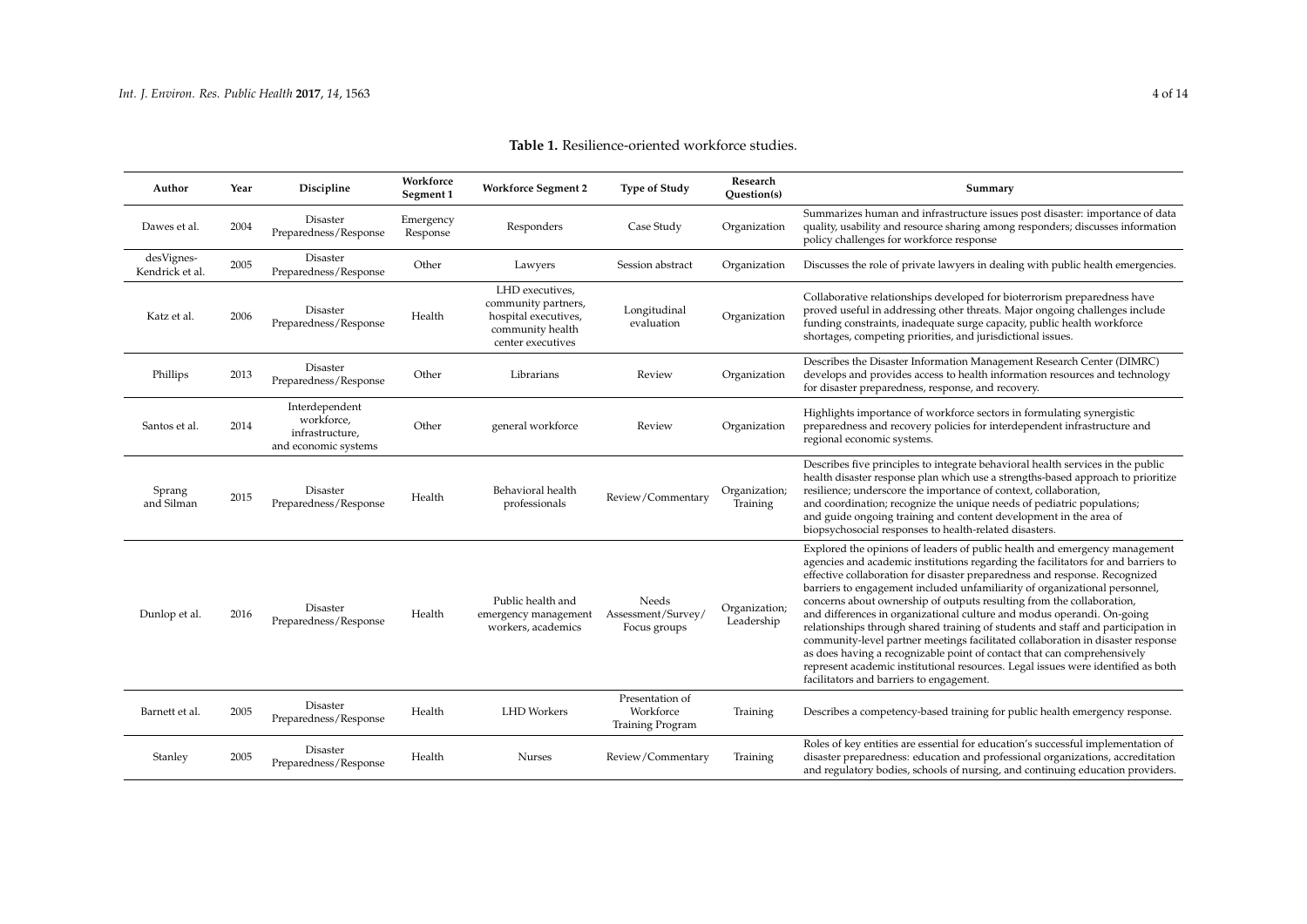**Table 1.** Resilience-oriented workforce studies.

| Author | Year | Discipline | Workforce Segment 1 | Workforce Segment 2 | Type of Study | Research Question(s) | Summary |
| --- | --- | --- | --- | --- | --- | --- | --- |
| Dawes et al. | 2004 | Disaster Preparedness/Response | Emergency Response | Responders | Case Study | Organization | Summarizes human and infrastructure issues post disaster: importance of data quality, usability and resource sharing among responders; discusses information policy challenges for workforce response |
| desVignes-Kendrick et al. | 2005 | Disaster Preparedness/Response | Other | Lawyers | Session abstract | Organization | Discusses the role of private lawyers in dealing with public health emergencies. |
| Katz et al. | 2006 | Disaster Preparedness/Response | Health | LHD executives, community partners, hospital executives, community health center executives | Longitudinal evaluation | Organization | Collaborative relationships developed for bioterrorism preparedness have proved useful in addressing other threats. Major ongoing challenges include funding constraints, inadequate surge capacity, public health workforce shortages, competing priorities, and jurisdictional issues. |
| Phillips | 2013 | Disaster Preparedness/Response | Other | Librarians | Review | Organization | Describes the Disaster Information Management Research Center (DIMRC) develops and provides access to health information resources and technology for disaster preparedness, response, and recovery. |
| Santos et al. | 2014 | Interdependent workforce, infrastructure, and economic systems | Other | general workforce | Review | Organization | Highlights importance of workforce sectors in formulating synergistic preparedness and recovery policies for interdependent infrastructure and regional economic systems. |
| Sprang and Silman | 2015 | Disaster Preparedness/Response | Health | Behavioral health professionals | Review/Commentary | Organization; Training | Describes five principles to integrate behavioral health services in the public health disaster response plan which use a strengths-based approach to prioritize resilience; underscore the importance of context, collaboration, and coordination; recognize the unique needs of pediatric populations; and guide ongoing training and content development in the area of biopsychosocial responses to health-related disasters. |
| Dunlop et al. | 2016 | Disaster Preparedness/Response | Health | Public health and emergency management workers, academics | Needs Assessment/Survey/ Focus groups | Organization; Leadership | Explored the opinions of leaders of public health and emergency management agencies and academic institutions regarding the facilitators for and barriers to effective collaboration for disaster preparedness and response. Recognized barriers to engagement included unfamiliarity of organizational personnel, concerns about ownership of outputs resulting from the collaboration, and differences in organizational culture and modus operandi. On-going relationships through shared training of students and staff and participation in community-level partner meetings facilitated collaboration in disaster response as does having a recognizable point of contact that can comprehensively represent academic institutional resources. Legal issues were identified as both facilitators and barriers to engagement. |
| Barnett et al. | 2005 | Disaster Preparedness/Response | Health | LHD Workers | Presentation of Workforce Training Program | Training | Describes a competency-based training for public health emergency response. |
| Stanley | 2005 | Disaster Preparedness/Response | Health | Nurses | Review/Commentary | Training | Roles of key entities are essential for education's successful implementation of disaster preparedness: education and professional organizations, accreditation and regulatory bodies, schools of nursing, and continuing education providers. |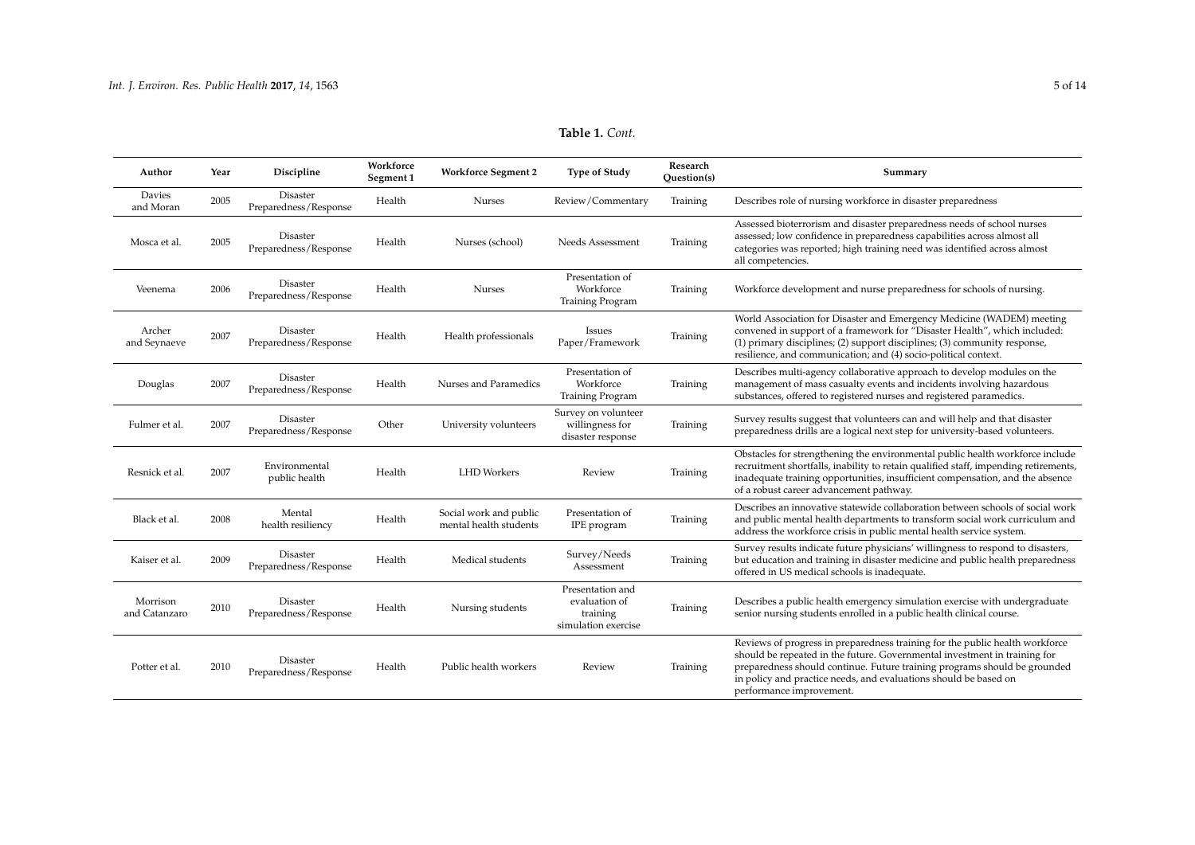**Table 1.** *Cont.*

| Author | Year | Discipline | Workforce Segment 1 | Workforce Segment 2 | Type of Study | Research Question(s) | Summary |
|---|---|---|---|---|---|---|---|
| Davies and Moran | 2005 | Disaster Preparedness/Response | Health | Nurses | Review/Commentary | Training | Describes role of nursing workforce in disaster preparedness |
| Mosca et al. | 2005 | Disaster Preparedness/Response | Health | Nurses (school) | Needs Assessment | Training | Assessed bioterrorism and disaster preparedness needs of school nurses assessed; low confidence in preparedness capabilities across almost all categories was reported; high training need was identified across almost all competencies. |
| Veenema | 2006 | Disaster Preparedness/Response | Health | Nurses | Presentation of Workforce Training Program | Training | Workforce development and nurse preparedness for schools of nursing. |
| Archer and Seynaeve | 2007 | Disaster Preparedness/Response | Health | Health professionals | Issues Paper/Framework | Training | World Association for Disaster and Emergency Medicine (WADEM) meeting convened in support of a framework for "Disaster Health", which included: (1) primary disciplines; (2) support disciplines; (3) community response, resilience, and communication; and (4) socio-political context. |
| Douglas | 2007 | Disaster Preparedness/Response | Health | Nurses and Paramedics | Presentation of Workforce Training Program | Training | Describes multi-agency collaborative approach to develop modules on the management of mass casualty events and incidents involving hazardous substances, offered to registered nurses and registered paramedics. |
| Fulmer et al. | 2007 | Disaster Preparedness/Response | Other | University volunteers | Survey on volunteer willingness for disaster response | Training | Survey results suggest that volunteers can and will help and that disaster preparedness drills are a logical next step for university-based volunteers. |
| Resnick et al. | 2007 | Environmental public health | Health | LHD Workers | Review | Training | Obstacles for strengthening the environmental public health workforce include recruitment shortfalls, inability to retain qualified staff, impending retirements, inadequate training opportunities, insufficient compensation, and the absence of a robust career advancement pathway. |
| Black et al. | 2008 | Mental health resiliency | Health | Social work and public mental health students | Presentation of IPE program | Training | Describes an innovative statewide collaboration between schools of social work and public mental health departments to transform social work curriculum and address the workforce crisis in public mental health service system. |
| Kaiser et al. | 2009 | Disaster Preparedness/Response | Health | Medical students | Survey/Needs Assessment | Training | Survey results indicate future physicians' willingness to respond to disasters, but education and training in disaster medicine and public health preparedness offered in US medical schools is inadequate. |
| Morrison and Catanzaro | 2010 | Disaster Preparedness/Response | Health | Nursing students | Presentation and evaluation of training simulation exercise | Training | Describes a public health emergency simulation exercise with undergraduate senior nursing students enrolled in a public health clinical course. |
| Potter et al. | 2010 | Disaster Preparedness/Response | Health | Public health workers | Review | Training | Reviews of progress in preparedness training for the public health workforce should be repeated in the future. Governmental investment in training for preparedness should continue. Future training programs should be grounded in policy and practice needs, and evaluations should be based on performance improvement. |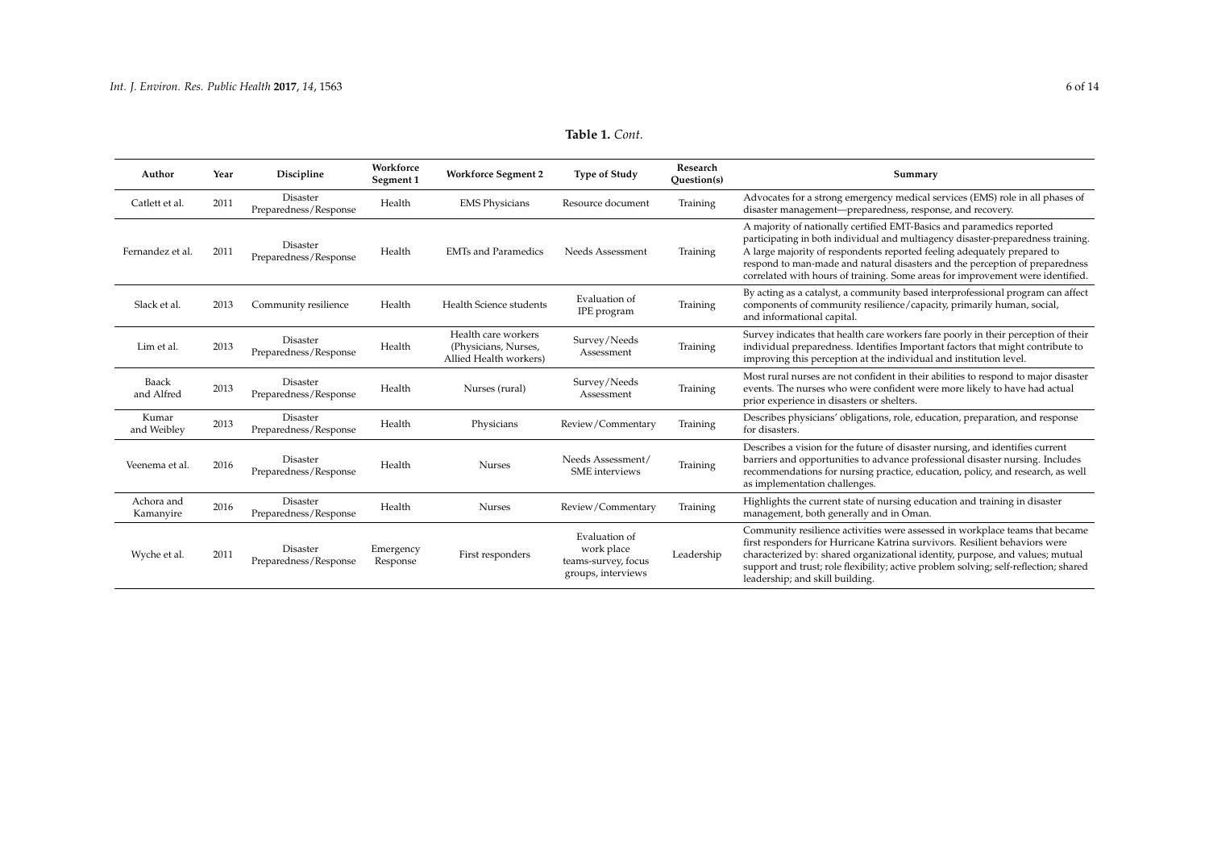**Table 1.** *Cont.*

| Author | Year | Discipline | Workforce Segment 1 | Workforce Segment 2 | Type of Study | Research Question(s) | Summary |
|---|---|---|---|---|---|---|---|
| Catlett et al. | 2011 | Disaster Preparedness/Response | Health | EMS Physicians | Resource document | Training | Advocates for a strong emergency medical services (EMS) role in all phases of disaster management—preparedness, response, and recovery. |
| Fernandez et al. | 2011 | Disaster Preparedness/Response | Health | EMTs and Paramedics | Needs Assessment | Training | A majority of nationally certified EMT-Basics and paramedics reported participating in both individual and multiagency disaster-preparedness training. A large majority of respondents reported feeling adequately prepared to respond to man-made and natural disasters and the perception of preparedness correlated with hours of training. Some areas for improvement were identified. |
| Slack et al. | 2013 | Community resilience | Health | Health Science students | Evaluation of IPE program | Training | By acting as a catalyst, a community based interprofessional program can affect components of community resilience/capacity, primarily human, social, and informational capital. |
| Lim et al. | 2013 | Disaster Preparedness/Response | Health | Health care workers (Physicians, Nurses, Allied Health workers) | Survey/Needs Assessment | Training | Survey indicates that health care workers fare poorly in their perception of their individual preparedness. Identifies Important factors that might contribute to improving this perception at the individual and institution level. |
| Baack and Alfred | 2013 | Disaster Preparedness/Response | Health | Nurses (rural) | Survey/Needs Assessment | Training | Most rural nurses are not confident in their abilities to respond to major disaster events. The nurses who were confident were more likely to have had actual prior experience in disasters or shelters. |
| Kumar and Weibley | 2013 | Disaster Preparedness/Response | Health | Physicians | Review/Commentary | Training | Describes physicians' obligations, role, education, preparation, and response for disasters. |
| Veenema et al. | 2016 | Disaster Preparedness/Response | Health | Nurses | Needs Assessment/ SME interviews | Training | Describes a vision for the future of disaster nursing, and identifies current barriers and opportunities to advance professional disaster nursing. Includes recommendations for nursing practice, education, policy, and research, as well as implementation challenges. |
| Achora and Kamanyire | 2016 | Disaster Preparedness/Response | Health | Nurses | Review/Commentary | Training | Highlights the current state of nursing education and training in disaster management, both generally and in Oman. |
| Wyche et al. | 2011 | Disaster Preparedness/Response | Emergency Response | First responders | Evaluation of work place teams-survey, focus groups, interviews | Leadership | Community resilience activities were assessed in workplace teams that became first responders for Hurricane Katrina survivors. Resilient behaviors were characterized by: shared organizational identity, purpose, and values; mutual support and trust; role flexibility; active problem solving; self-reflection; shared leadership; and skill building. |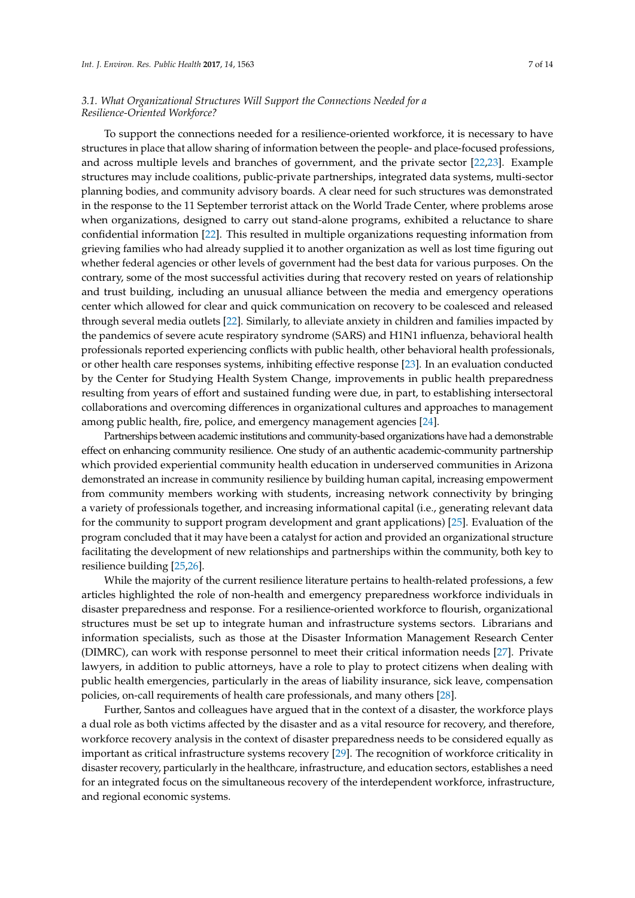### *3.1. What Organizational Structures Will Support the Connections Needed for a Resilience-Oriented Workforce?*

To support the connections needed for a resilience-oriented workforce, it is necessary to have structures in place that allow sharing of information between the people- and place-focused professions, and across multiple levels and branches of government, and the private sector [22,23]. Example structures may include coalitions, public-private partnerships, integrated data systems, multi-sector planning bodies, and community advisory boards. A clear need for such structures was demonstrated in the response to the 11 September terrorist attack on the World Trade Center, where problems arose when organizations, designed to carry out stand-alone programs, exhibited a reluctance to share confidential information [22]. This resulted in multiple organizations requesting information from grieving families who had already supplied it to another organization as well as lost time figuring out whether federal agencies or other levels of government had the best data for various purposes. On the contrary, some of the most successful activities during that recovery rested on years of relationship and trust building, including an unusual alliance between the media and emergency operations center which allowed for clear and quick communication on recovery to be coalesced and released through several media outlets [22]. Similarly, to alleviate anxiety in children and families impacted by the pandemics of severe acute respiratory syndrome (SARS) and H1N1 influenza, behavioral health professionals reported experiencing conflicts with public health, other behavioral health professionals, or other health care responses systems, inhibiting effective response [23]. In an evaluation conducted by the Center for Studying Health System Change, improvements in public health preparedness resulting from years of effort and sustained funding were due, in part, to establishing intersectoral collaborations and overcoming differences in organizational cultures and approaches to management among public health, fire, police, and emergency management agencies [24].

Partnerships between academic institutions and community-based organizations have had a demonstrable effect on enhancing community resilience. One study of an authentic academic-community partnership which provided experiential community health education in underserved communities in Arizona demonstrated an increase in community resilience by building human capital, increasing empowerment from community members working with students, increasing network connectivity by bringing a variety of professionals together, and increasing informational capital (i.e., generating relevant data for the community to support program development and grant applications) [25]. Evaluation of the program concluded that it may have been a catalyst for action and provided an organizational structure facilitating the development of new relationships and partnerships within the community, both key to resilience building [25,26].

While the majority of the current resilience literature pertains to health-related professions, a few articles highlighted the role of non-health and emergency preparedness workforce individuals in disaster preparedness and response. For a resilience-oriented workforce to flourish, organizational structures must be set up to integrate human and infrastructure systems sectors. Librarians and information specialists, such as those at the Disaster Information Management Research Center (DIMRC), can work with response personnel to meet their critical information needs [27]. Private lawyers, in addition to public attorneys, have a role to play to protect citizens when dealing with public health emergencies, particularly in the areas of liability insurance, sick leave, compensation policies, on-call requirements of health care professionals, and many others [28].

Further, Santos and colleagues have argued that in the context of a disaster, the workforce plays a dual role as both victims affected by the disaster and as a vital resource for recovery, and therefore, workforce recovery analysis in the context of disaster preparedness needs to be considered equally as important as critical infrastructure systems recovery [29]. The recognition of workforce criticality in disaster recovery, particularly in the healthcare, infrastructure, and education sectors, establishes a need for an integrated focus on the simultaneous recovery of the interdependent workforce, infrastructure, and regional economic systems.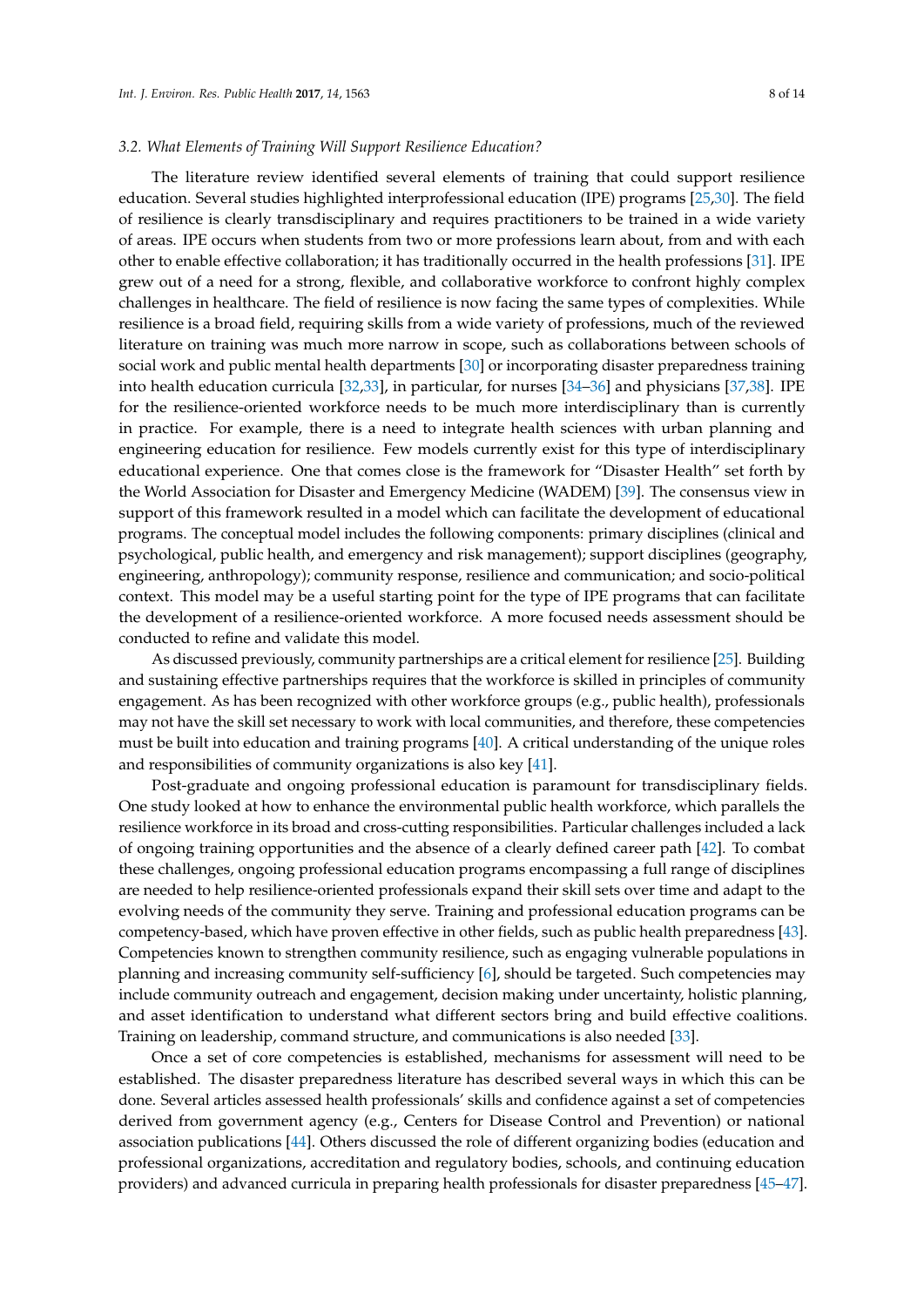### 3.2. What Elements of Training Will Support Resilience Education?

The literature review identified several elements of training that could support resilience education. Several studies highlighted interprofessional education (IPE) programs [25,30]. The field of resilience is clearly transdisciplinary and requires practitioners to be trained in a wide variety of areas. IPE occurs when students from two or more professions learn about, from and with each other to enable effective collaboration; it has traditionally occurred in the health professions [31]. IPE grew out of a need for a strong, flexible, and collaborative workforce to confront highly complex challenges in healthcare. The field of resilience is now facing the same types of complexities. While resilience is a broad field, requiring skills from a wide variety of professions, much of the reviewed literature on training was much more narrow in scope, such as collaborations between schools of social work and public mental health departments [30] or incorporating disaster preparedness training into health education curricula [32,33], in particular, for nurses [34–36] and physicians [37,38]. IPE for the resilience-oriented workforce needs to be much more interdisciplinary than is currently in practice. For example, there is a need to integrate health sciences with urban planning and engineering education for resilience. Few models currently exist for this type of interdisciplinary educational experience. One that comes close is the framework for "Disaster Health" set forth by the World Association for Disaster and Emergency Medicine (WADEM) [39]. The consensus view in support of this framework resulted in a model which can facilitate the development of educational programs. The conceptual model includes the following components: primary disciplines (clinical and psychological, public health, and emergency and risk management); support disciplines (geography, engineering, anthropology); community response, resilience and communication; and socio-political context. This model may be a useful starting point for the type of IPE programs that can facilitate the development of a resilience-oriented workforce. A more focused needs assessment should be conducted to refine and validate this model.

As discussed previously, community partnerships are a critical element for resilience [25]. Building and sustaining effective partnerships requires that the workforce is skilled in principles of community engagement. As has been recognized with other workforce groups (e.g., public health), professionals may not have the skill set necessary to work with local communities, and therefore, these competencies must be built into education and training programs [40]. A critical understanding of the unique roles and responsibilities of community organizations is also key [41].

Post-graduate and ongoing professional education is paramount for transdisciplinary fields. One study looked at how to enhance the environmental public health workforce, which parallels the resilience workforce in its broad and cross-cutting responsibilities. Particular challenges included a lack of ongoing training opportunities and the absence of a clearly defined career path [42]. To combat these challenges, ongoing professional education programs encompassing a full range of disciplines are needed to help resilience-oriented professionals expand their skill sets over time and adapt to the evolving needs of the community they serve. Training and professional education programs can be competency-based, which have proven effective in other fields, such as public health preparedness [43]. Competencies known to strengthen community resilience, such as engaging vulnerable populations in planning and increasing community self-sufficiency [6], should be targeted. Such competencies may include community outreach and engagement, decision making under uncertainty, holistic planning, and asset identification to understand what different sectors bring and build effective coalitions. Training on leadership, command structure, and communications is also needed [33].

Once a set of core competencies is established, mechanisms for assessment will need to be established. The disaster preparedness literature has described several ways in which this can be done. Several articles assessed health professionals' skills and confidence against a set of competencies derived from government agency (e.g., Centers for Disease Control and Prevention) or national association publications [44]. Others discussed the role of different organizing bodies (education and professional organizations, accreditation and regulatory bodies, schools, and continuing education providers) and advanced curricula in preparing health professionals for disaster preparedness [45–47].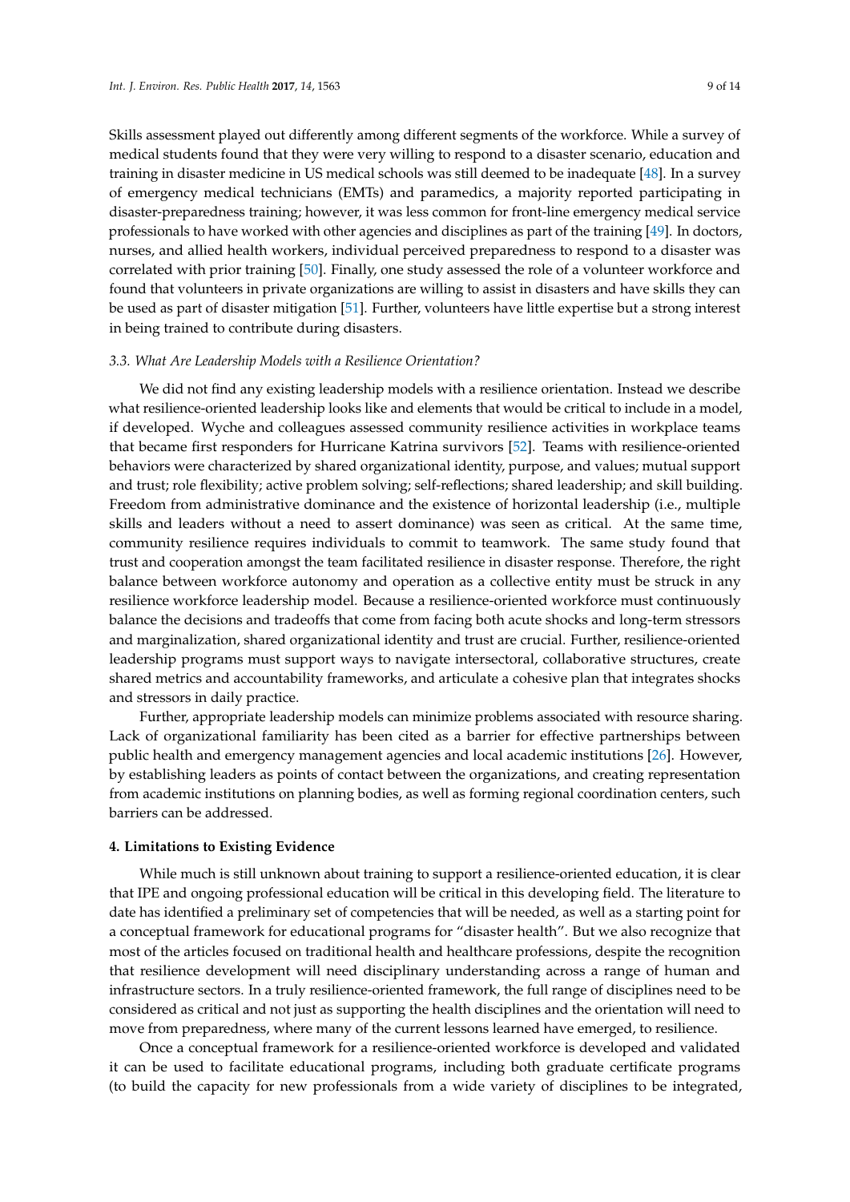Skills assessment played out differently among different segments of the workforce. While a survey of medical students found that they were very willing to respond to a disaster scenario, education and training in disaster medicine in US medical schools was still deemed to be inadequate [48]. In a survey of emergency medical technicians (EMTs) and paramedics, a majority reported participating in disaster-preparedness training; however, it was less common for front-line emergency medical service professionals to have worked with other agencies and disciplines as part of the training [49]. In doctors, nurses, and allied health workers, individual perceived preparedness to respond to a disaster was correlated with prior training [50]. Finally, one study assessed the role of a volunteer workforce and found that volunteers in private organizations are willing to assist in disasters and have skills they can be used as part of disaster mitigation [51]. Further, volunteers have little expertise but a strong interest in being trained to contribute during disasters.

### *3.3. What Are Leadership Models with a Resilience Orientation?*

We did not find any existing leadership models with a resilience orientation. Instead we describe what resilience-oriented leadership looks like and elements that would be critical to include in a model, if developed. Wyche and colleagues assessed community resilience activities in workplace teams that became first responders for Hurricane Katrina survivors [52]. Teams with resilience-oriented behaviors were characterized by shared organizational identity, purpose, and values; mutual support and trust; role flexibility; active problem solving; self-reflections; shared leadership; and skill building. Freedom from administrative dominance and the existence of horizontal leadership (i.e., multiple skills and leaders without a need to assert dominance) was seen as critical. At the same time, community resilience requires individuals to commit to teamwork. The same study found that trust and cooperation amongst the team facilitated resilience in disaster response. Therefore, the right balance between workforce autonomy and operation as a collective entity must be struck in any resilience workforce leadership model. Because a resilience-oriented workforce must continuously balance the decisions and tradeoffs that come from facing both acute shocks and long-term stressors and marginalization, shared organizational identity and trust are crucial. Further, resilience-oriented leadership programs must support ways to navigate intersectoral, collaborative structures, create shared metrics and accountability frameworks, and articulate a cohesive plan that integrates shocks and stressors in daily practice.

Further, appropriate leadership models can minimize problems associated with resource sharing. Lack of organizational familiarity has been cited as a barrier for effective partnerships between public health and emergency management agencies and local academic institutions [26]. However, by establishing leaders as points of contact between the organizations, and creating representation from academic institutions on planning bodies, as well as forming regional coordination centers, such barriers can be addressed.

## **4. Limitations to Existing Evidence**

While much is still unknown about training to support a resilience-oriented education, it is clear that IPE and ongoing professional education will be critical in this developing field. The literature to date has identified a preliminary set of competencies that will be needed, as well as a starting point for a conceptual framework for educational programs for "disaster health". But we also recognize that most of the articles focused on traditional health and healthcare professions, despite the recognition that resilience development will need disciplinary understanding across a range of human and infrastructure sectors. In a truly resilience-oriented framework, the full range of disciplines need to be considered as critical and not just as supporting the health disciplines and the orientation will need to move from preparedness, where many of the current lessons learned have emerged, to resilience.

Once a conceptual framework for a resilience-oriented workforce is developed and validated it can be used to facilitate educational programs, including both graduate certificate programs (to build the capacity for new professionals from a wide variety of disciplines to be integrated,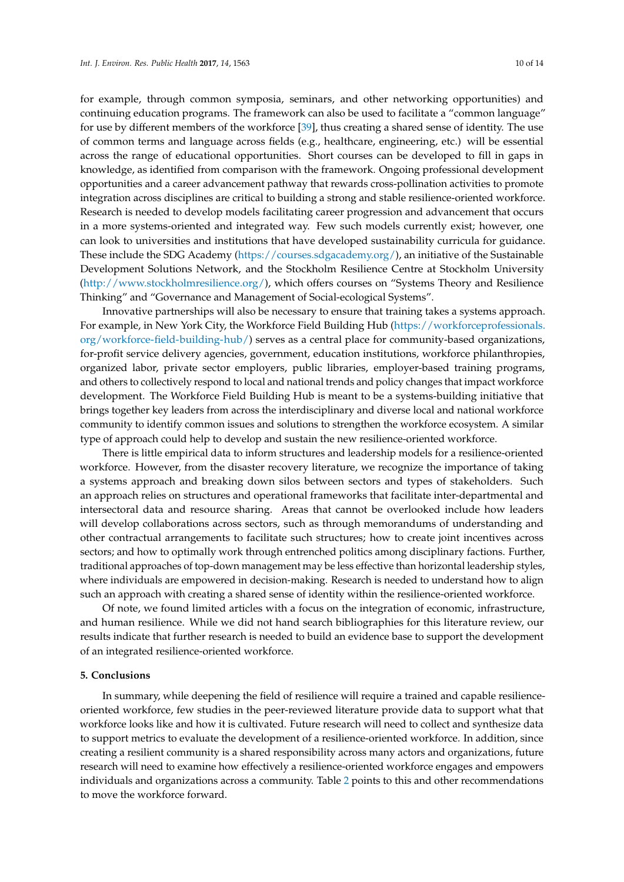for example, through common symposia, seminars, and other networking opportunities) and continuing education programs. The framework can also be used to facilitate a "common language" for use by different members of the workforce [39], thus creating a shared sense of identity. The use of common terms and language across fields (e.g., healthcare, engineering, etc.) will be essential across the range of educational opportunities. Short courses can be developed to fill in gaps in knowledge, as identified from comparison with the framework. Ongoing professional development opportunities and a career advancement pathway that rewards cross-pollination activities to promote integration across disciplines are critical to building a strong and stable resilience-oriented workforce. Research is needed to develop models facilitating career progression and advancement that occurs in a more systems-oriented and integrated way. Few such models currently exist; however, one can look to universities and institutions that have developed sustainability curricula for guidance. These include the SDG Academy (https://courses.sdgacademy.org/), an initiative of the Sustainable Development Solutions Network, and the Stockholm Resilience Centre at Stockholm University (http://www.stockholmresilience.org/), which offers courses on "Systems Theory and Resilience Thinking" and "Governance and Management of Social-ecological Systems".

Innovative partnerships will also be necessary to ensure that training takes a systems approach. For example, in New York City, the Workforce Field Building Hub (https://workforceprofessionals.org/workforce-field-building-hub/) serves as a central place for community-based organizations, for-profit service delivery agencies, government, education institutions, workforce philanthropies, organized labor, private sector employers, public libraries, employer-based training programs, and others to collectively respond to local and national trends and policy changes that impact workforce development. The Workforce Field Building Hub is meant to be a systems-building initiative that brings together key leaders from across the interdisciplinary and diverse local and national workforce community to identify common issues and solutions to strengthen the workforce ecosystem. A similar type of approach could help to develop and sustain the new resilience-oriented workforce.

There is little empirical data to inform structures and leadership models for a resilience-oriented workforce. However, from the disaster recovery literature, we recognize the importance of taking a systems approach and breaking down silos between sectors and types of stakeholders. Such an approach relies on structures and operational frameworks that facilitate inter-departmental and intersectoral data and resource sharing. Areas that cannot be overlooked include how leaders will develop collaborations across sectors, such as through memorandums of understanding and other contractual arrangements to facilitate such structures; how to create joint incentives across sectors; and how to optimally work through entrenched politics among disciplinary factions. Further, traditional approaches of top-down management may be less effective than horizontal leadership styles, where individuals are empowered in decision-making. Research is needed to understand how to align such an approach with creating a shared sense of identity within the resilience-oriented workforce.

Of note, we found limited articles with a focus on the integration of economic, infrastructure, and human resilience. While we did not hand search bibliographies for this literature review, our results indicate that further research is needed to build an evidence base to support the development of an integrated resilience-oriented workforce.

## 5. Conclusions

In summary, while deepening the field of resilience will require a trained and capable resilience-oriented workforce, few studies in the peer-reviewed literature provide data to support what that workforce looks like and how it is cultivated. Future research will need to collect and synthesize data to support metrics to evaluate the development of a resilience-oriented workforce. In addition, since creating a resilient community is a shared responsibility across many actors and organizations, future research will need to examine how effectively a resilience-oriented workforce engages and empowers individuals and organizations across a community. Table 2 points to this and other recommendations to move the workforce forward.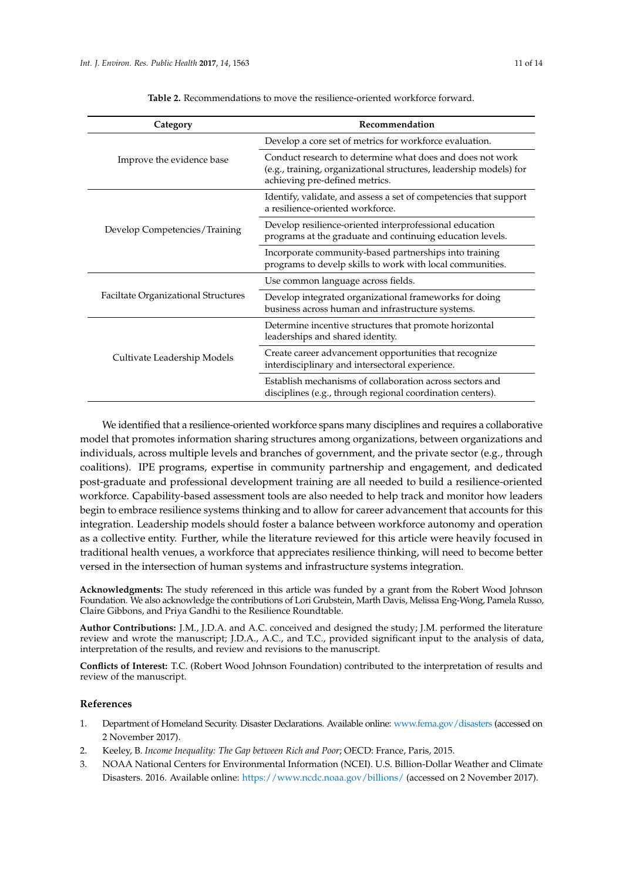**Table 2.** Recommendations to move the resilience-oriented workforce forward.

| Category | Recommendation |
| --- | --- |
| Improve the evidence base | Develop a core set of metrics for workforce evaluation. |
| | Conduct research to determine what does and does not work (e.g., training, organizational structures, leadership models) for achieving pre-defined metrics. |
| Develop Competencies/Training | Identify, validate, and assess a set of competencies that support a resilience-oriented workforce. |
| | Develop resilience-oriented interprofessional education programs at the graduate and continuing education levels. |
| | Incorporate community-based partnerships into training programs to develop skills to work with local communities. |
| Faciltate Organizational Structures | Use common language across fields. |
| | Develop integrated organizational frameworks for doing business across human and infrastructure systems. |
| Cultivate Leadership Models | Determine incentive structures that promote horizontal leaderships and shared identity. |
| | Create career advancement opportunities that recognize interdisciplinary and intersectoral experience. |
| | Establish mechanisms of collaboration across sectors and disciplines (e.g., through regional coordination centers). |

We identified that a resilience-oriented workforce spans many disciplines and requires a collaborative model that promotes information sharing structures among organizations, between organizations and individuals, across multiple levels and branches of government, and the private sector (e.g., through coalitions). IPE programs, expertise in community partnership and engagement, and dedicated post-graduate and professional development training are all needed to build a resilience-oriented workforce. Capability-based assessment tools are also needed to help track and monitor how leaders begin to embrace resilience systems thinking and to allow for career advancement that accounts for this integration. Leadership models should foster a balance between workforce autonomy and operation as a collective entity. Further, while the literature reviewed for this article were heavily focused in traditional health venues, a workforce that appreciates resilience thinking, will need to become better versed in the intersection of human systems and infrastructure systems integration.

**Acknowledgments:** The study referenced in this article was funded by a grant from the Robert Wood Johnson Foundation. We also acknowledge the contributions of Lori Grubstein, Marth Davis, Melissa Eng-Wong, Pamela Russo, Claire Gibbons, and Priya Gandhi to the Resilience Roundtable.

**Author Contributions:** J.M., J.D.A. and A.C. conceived and designed the study; J.M. performed the literature review and wrote the manuscript; J.D.A., A.C., and T.C., provided significant input to the analysis of data, interpretation of the results, and review and revisions to the manuscript.

**Conflicts of Interest:** T.C. (Robert Wood Johnson Foundation) contributed to the interpretation of results and review of the manuscript.

## References

1. Department of Homeland Security. Disaster Declarations. Available online: www.fema.gov/disasters (accessed on 2 November 2017).
2. Keeley, B. *Income Inequality: The Gap between Rich and Poor*; OECD: France, Paris, 2015.
3. NOAA National Centers for Environmental Information (NCEI). U.S. Billion-Dollar Weather and Climate Disasters. 2016. Available online: https://www.ncdc.noaa.gov/billions/ (accessed on 2 November 2017).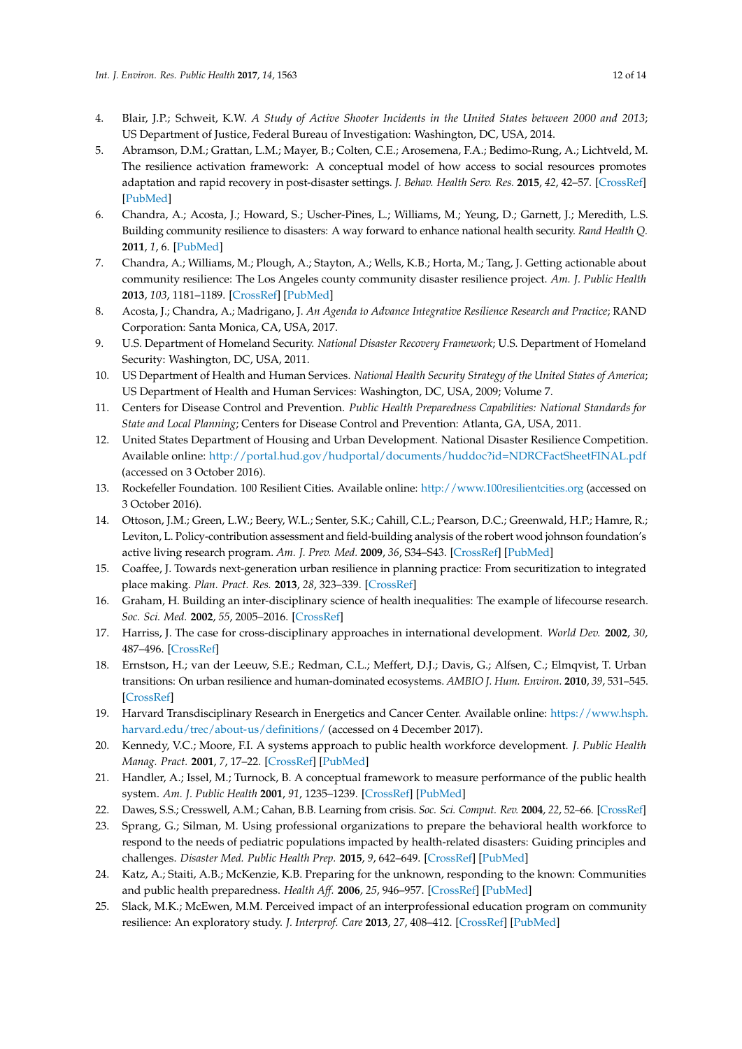4. Blair, J.P.; Schweit, K.W. *A Study of Active Shooter Incidents in the United States between 2000 and 2013*; US Department of Justice, Federal Bureau of Investigation: Washington, DC, USA, 2014.
5. Abramson, D.M.; Grattan, L.M.; Mayer, B.; Colten, C.E.; Arosemena, F.A.; Bedimo-Rung, A.; Lichtveld, M. The resilience activation framework: A conceptual model of how access to social resources promotes adaptation and rapid recovery in post-disaster settings. *J. Behav. Health Serv. Res.* **2015**, *42*, 42–57. [CrossRef] [PubMed]
6. Chandra, A.; Acosta, J.; Howard, S.; Uscher-Pines, L.; Williams, M.; Yeung, D.; Garnett, J.; Meredith, L.S. Building community resilience to disasters: A way forward to enhance national health security. *Rand Health Q.* **2011**, *1*, 6. [PubMed]
7. Chandra, A.; Williams, M.; Plough, A.; Stayton, A.; Wells, K.B.; Horta, M.; Tang, J. Getting actionable about community resilience: The Los Angeles county community disaster resilience project. *Am. J. Public Health* **2013**, *103*, 1181–1189. [CrossRef] [PubMed]
8. Acosta, J.; Chandra, A.; Madrigano, J. *An Agenda to Advance Integrative Resilience Research and Practice*; RAND Corporation: Santa Monica, CA, USA, 2017.
9. U.S. Department of Homeland Security. *National Disaster Recovery Framework*; U.S. Department of Homeland Security: Washington, DC, USA, 2011.
10. US Department of Health and Human Services. *National Health Security Strategy of the United States of America*; US Department of Health and Human Services: Washington, DC, USA, 2009; Volume 7.
11. Centers for Disease Control and Prevention. *Public Health Preparedness Capabilities: National Standards for State and Local Planning*; Centers for Disease Control and Prevention: Atlanta, GA, USA, 2011.
12. United States Department of Housing and Urban Development. National Disaster Resilience Competition. Available online: http://portal.hud.gov/hudportal/documents/huddoc?id=NDRCFactSheetFINAL.pdf (accessed on 3 October 2016).
13. Rockefeller Foundation. 100 Resilient Cities. Available online: http://www.100resilientcities.org (accessed on 3 October 2016).
14. Ottoson, J.M.; Green, L.W.; Beery, W.L.; Senter, S.K.; Cahill, C.L.; Pearson, D.C.; Greenwald, H.P.; Hamre, R.; Leviton, L. Policy-contribution assessment and field-building analysis of the robert wood johnson foundation's active living research program. *Am. J. Prev. Med.* **2009**, *36*, S34–S43. [CrossRef] [PubMed]
15. Coaffee, J. Towards next-generation urban resilience in planning practice: From securitization to integrated place making. *Plan. Pract. Res.* **2013**, *28*, 323–339. [CrossRef]
16. Graham, H. Building an inter-disciplinary science of health inequalities: The example of lifecourse research. *Soc. Sci. Med.* **2002**, *55*, 2005–2016. [CrossRef]
17. Harriss, J. The case for cross-disciplinary approaches in international development. *World Dev.* **2002**, *30*, 487–496. [CrossRef]
18. Ernstson, H.; van der Leeuw, S.E.; Redman, C.L.; Meffert, D.J.; Davis, G.; Alfsen, C.; Elmqvist, T. Urban transitions: On urban resilience and human-dominated ecosystems. *AMBIO J. Hum. Environ.* **2010**, *39*, 531–545. [CrossRef]
19. Harvard Transdisciplinary Research in Energetics and Cancer Center. Available online: https://www.hsph.harvard.edu/trec/about-us/definitions/ (accessed on 4 December 2017).
20. Kennedy, V.C.; Moore, F.I. A systems approach to public health workforce development. *J. Public Health Manag. Pract.* **2001**, *7*, 17–22. [CrossRef] [PubMed]
21. Handler, A.; Issel, M.; Turnock, B. A conceptual framework to measure performance of the public health system. *Am. J. Public Health* **2001**, *91*, 1235–1239. [CrossRef] [PubMed]
22. Dawes, S.S.; Cresswell, A.M.; Cahan, B.B. Learning from crisis. *Soc. Sci. Comput. Rev.* **2004**, *22*, 52–66. [CrossRef]
23. Sprang, G.; Silman, M. Using professional organizations to prepare the behavioral health workforce to respond to the needs of pediatric populations impacted by health-related disasters: Guiding principles and challenges. *Disaster Med. Public Health Prep.* **2015**, *9*, 642–649. [CrossRef] [PubMed]
24. Katz, A.; Staiti, A.B.; McKenzie, K.B. Preparing for the unknown, responding to the known: Communities and public health preparedness. *Health Aff.* **2006**, *25*, 946–957. [CrossRef] [PubMed]
25. Slack, M.K.; McEwen, M.M. Perceived impact of an interprofessional education program on community resilience: An exploratory study. *J. Interprof. Care* **2013**, *27*, 408–412. [CrossRef] [PubMed]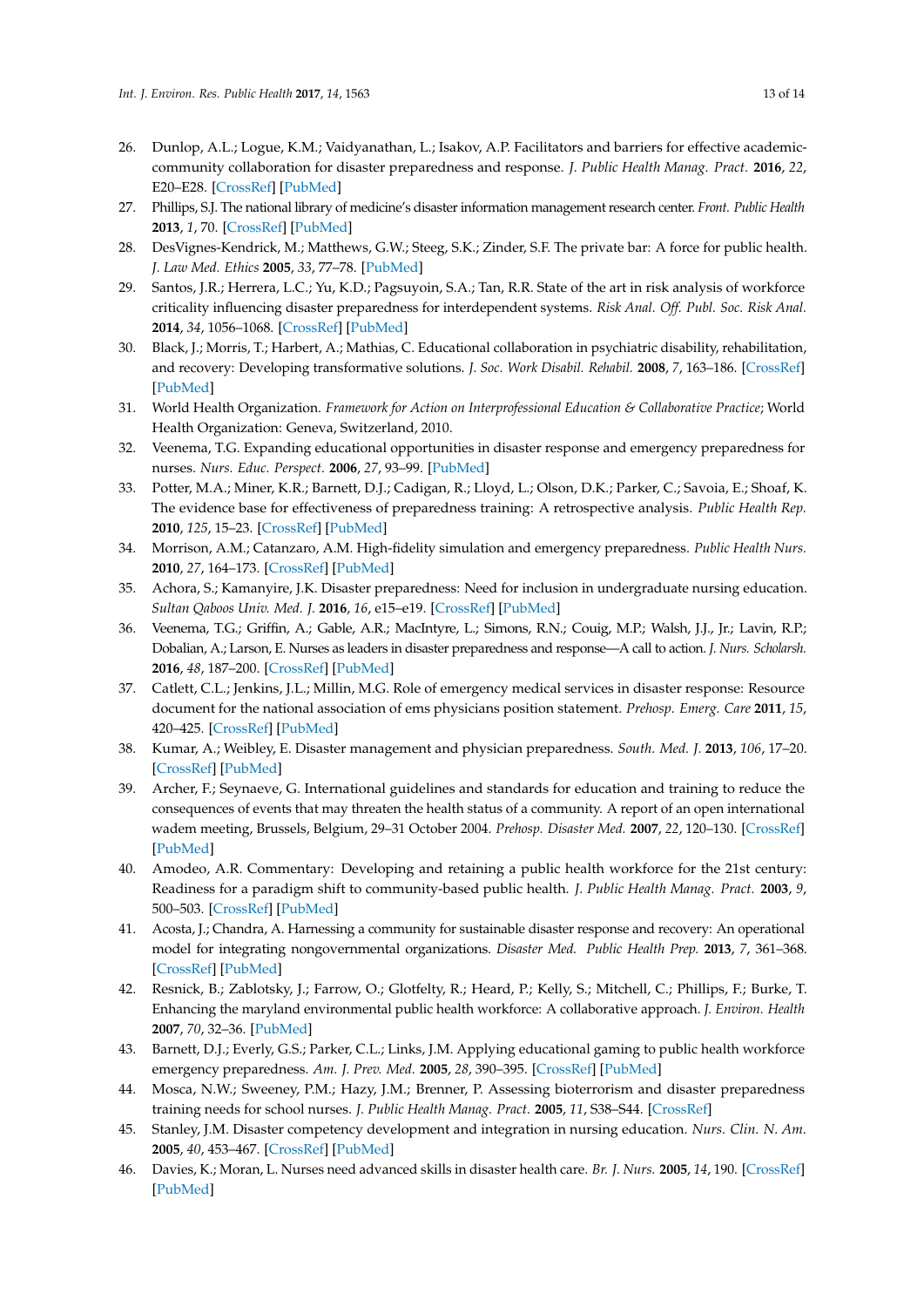26. Dunlop, A.L.; Logue, K.M.; Vaidyanathan, L.; Isakov, A.P. Facilitators and barriers for effective academic-community collaboration for disaster preparedness and response. *J. Public Health Manag. Pract.* **2016**, *22*, E20–E28. [CrossRef] [PubMed]
27. Phillips, S.J. The national library of medicine's disaster information management research center. *Front. Public Health* **2013**, *1*, 70. [CrossRef] [PubMed]
28. DesVignes-Kendrick, M.; Matthews, G.W.; Steeg, S.K.; Zinder, S.F. The private bar: A force for public health. *J. Law Med. Ethics* **2005**, *33*, 77–78. [PubMed]
29. Santos, J.R.; Herrera, L.C.; Yu, K.D.; Pagsuyoin, S.A.; Tan, R.R. State of the art in risk analysis of workforce criticality influencing disaster preparedness for interdependent systems. *Risk Anal. Off. Publ. Soc. Risk Anal.* **2014**, *34*, 1056–1068. [CrossRef] [PubMed]
30. Black, J.; Morris, T.; Harbert, A.; Mathias, C. Educational collaboration in psychiatric disability, rehabilitation, and recovery: Developing transformative solutions. *J. Soc. Work Disabil. Rehabil.* **2008**, *7*, 163–186. [CrossRef] [PubMed]
31. World Health Organization. *Framework for Action on Interprofessional Education & Collaborative Practice*; World Health Organization: Geneva, Switzerland, 2010.
32. Veenema, T.G. Expanding educational opportunities in disaster response and emergency preparedness for nurses. *Nurs. Educ. Perspect.* **2006**, *27*, 93–99. [PubMed]
33. Potter, M.A.; Miner, K.R.; Barnett, D.J.; Cadigan, R.; Lloyd, L.; Olson, D.K.; Parker, C.; Savoia, E.; Shoaf, K. The evidence base for effectiveness of preparedness training: A retrospective analysis. *Public Health Rep.* **2010**, *125*, 15–23. [CrossRef] [PubMed]
34. Morrison, A.M.; Catanzaro, A.M. High-fidelity simulation and emergency preparedness. *Public Health Nurs.* **2010**, *27*, 164–173. [CrossRef] [PubMed]
35. Achora, S.; Kamanyire, J.K. Disaster preparedness: Need for inclusion in undergraduate nursing education. *Sultan Qaboos Univ. Med. J.* **2016**, *16*, e15–e19. [CrossRef] [PubMed]
36. Veenema, T.G.; Griffin, A.; Gable, A.R.; MacIntyre, L.; Simons, R.N.; Couig, M.P.; Walsh, J.J., Jr.; Lavin, R.P.; Dobalian, A.; Larson, E. Nurses as leaders in disaster preparedness and response—A call to action. *J. Nurs. Scholarsh.* **2016**, *48*, 187–200. [CrossRef] [PubMed]
37. Catlett, C.L.; Jenkins, J.L.; Millin, M.G. Role of emergency medical services in disaster response: Resource document for the national association of ems physicians position statement. *Prehosp. Emerg. Care* **2011**, *15*, 420–425. [CrossRef] [PubMed]
38. Kumar, A.; Weibley, E. Disaster management and physician preparedness. *South. Med. J.* **2013**, *106*, 17–20. [CrossRef] [PubMed]
39. Archer, F.; Seynaeve, G. International guidelines and standards for education and training to reduce the consequences of events that may threaten the health status of a community. A report of an open international wadem meeting, Brussels, Belgium, 29–31 October 2004. *Prehosp. Disaster Med.* **2007**, *22*, 120–130. [CrossRef] [PubMed]
40. Amodeo, A.R. Commentary: Developing and retaining a public health workforce for the 21st century: Readiness for a paradigm shift to community-based public health. *J. Public Health Manag. Pract.* **2003**, *9*, 500–503. [CrossRef] [PubMed]
41. Acosta, J.; Chandra, A. Harnessing a community for sustainable disaster response and recovery: An operational model for integrating nongovernmental organizations. *Disaster Med. Public Health Prep.* **2013**, *7*, 361–368. [CrossRef] [PubMed]
42. Resnick, B.; Zablotsky, J.; Farrow, O.; Glotfelty, R.; Heard, P.; Kelly, S.; Mitchell, C.; Phillips, F.; Burke, T. Enhancing the maryland environmental public health workforce: A collaborative approach. *J. Environ. Health* **2007**, *70*, 32–36. [PubMed]
43. Barnett, D.J.; Everly, G.S.; Parker, C.L.; Links, J.M. Applying educational gaming to public health workforce emergency preparedness. *Am. J. Prev. Med.* **2005**, *28*, 390–395. [CrossRef] [PubMed]
44. Mosca, N.W.; Sweeney, P.M.; Hazy, J.M.; Brenner, P. Assessing bioterrorism and disaster preparedness training needs for school nurses. *J. Public Health Manag. Pract.* **2005**, *11*, S38–S44. [CrossRef]
45. Stanley, J.M. Disaster competency development and integration in nursing education. *Nurs. Clin. N. Am.* **2005**, *40*, 453–467. [CrossRef] [PubMed]
46. Davies, K.; Moran, L. Nurses need advanced skills in disaster health care. *Br. J. Nurs.* **2005**, *14*, 190. [CrossRef] [PubMed]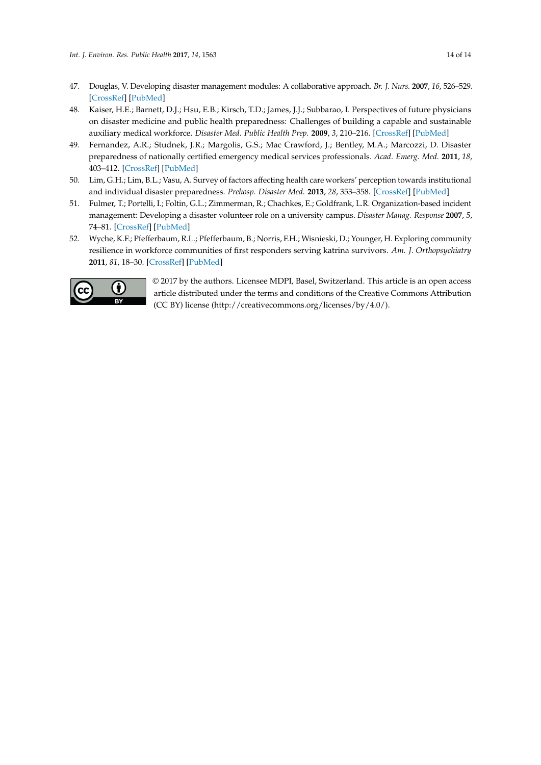47. Douglas, V. Developing disaster management modules: A collaborative approach. *Br. J. Nurs.* **2007**, *16*, 526–529. [CrossRef] [PubMed]
48. Kaiser, H.E.; Barnett, D.J.; Hsu, E.B.; Kirsch, T.D.; James, J.J.; Subbarao, I. Perspectives of future physicians on disaster medicine and public health preparedness: Challenges of building a capable and sustainable auxiliary medical workforce. *Disaster Med. Public Health Prep.* **2009**, *3*, 210–216. [CrossRef] [PubMed]
49. Fernandez, A.R.; Studnek, J.R.; Margolis, G.S.; Mac Crawford, J.; Bentley, M.A.; Marcozzi, D. Disaster preparedness of nationally certified emergency medical services professionals. *Acad. Emerg. Med.* **2011**, *18*, 403–412. [CrossRef] [PubMed]
50. Lim, G.H.; Lim, B.L.; Vasu, A. Survey of factors affecting health care workers' perception towards institutional and individual disaster preparedness. *Prehosp. Disaster Med.* **2013**, *28*, 353–358. [CrossRef] [PubMed]
51. Fulmer, T.; Portelli, I.; Foltin, G.L.; Zimmerman, R.; Chachkes, E.; Goldfrank, L.R. Organization-based incident management: Developing a disaster volunteer role on a university campus. *Disaster Manag. Response* **2007**, *5*, 74–81. [CrossRef] [PubMed]
52. Wyche, K.F.; Pfefferbaum, R.L.; Pfefferbaum, B.; Norris, F.H.; Wisnieski, D.; Younger, H. Exploring community resilience in workforce communities of first responders serving katrina survivors. *Am. J. Orthopsychiatry* **2011**, *81*, 18–30. [CrossRef] [PubMed]

© 2017 by the authors. Licensee MDPI, Basel, Switzerland. This article is an open access article distributed under the terms and conditions of the Creative Commons Attribution (CC BY) license (http://creativecommons.org/licenses/by/4.0/).